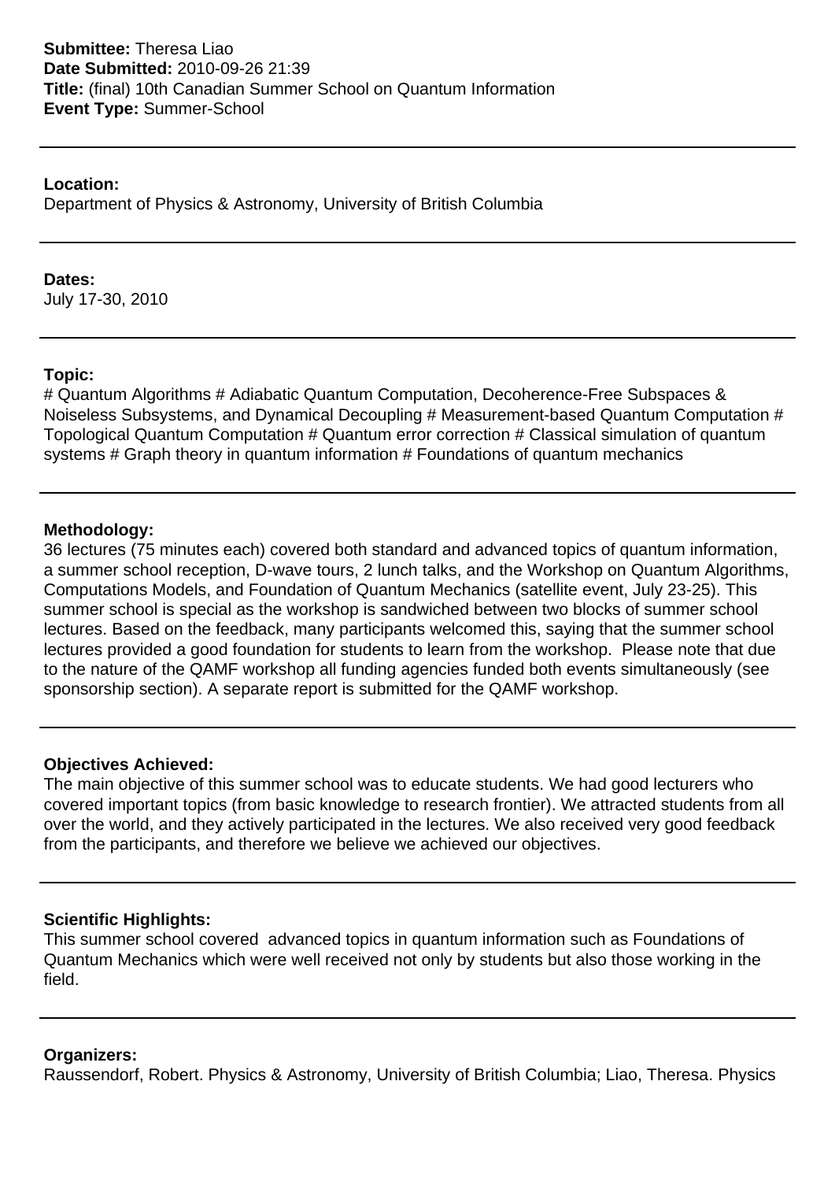**Submittee:** Theresa Liao
**Date Submitted:** 2010-09-26 21:39
**Title:** (final) 10th Canadian Summer School on Quantum Information
**Event Type:** Summer-School

---

**Location:**
Department of Physics & Astronomy, University of British Columbia

---

**Dates:**
July 17-30, 2010

---

**Topic:**
# Quantum Algorithms # Adiabatic Quantum Computation, Decoherence-Free Subspaces & Noiseless Subsystems, and Dynamical Decoupling # Measurement-based Quantum Computation # Topological Quantum Computation # Quantum error correction # Classical simulation of quantum systems # Graph theory in quantum information # Foundations of quantum mechanics

---

**Methodology:**
36 lectures (75 minutes each) covered both standard and advanced topics of quantum information, a summer school reception, D-wave tours, 2 lunch talks, and the Workshop on Quantum Algorithms, Computations Models, and Foundation of Quantum Mechanics (satellite event, July 23-25). This summer school is special as the workshop is sandwiched between two blocks of summer school lectures. Based on the feedback, many participants welcomed this, saying that the summer school lectures provided a good foundation for students to learn from the workshop. Please note that due to the nature of the QAMF workshop all funding agencies funded both events simultaneously (see sponsorship section). A separate report is submitted for the QAMF workshop.

---

**Objectives Achieved:**
The main objective of this summer school was to educate students. We had good lecturers who covered important topics (from basic knowledge to research frontier). We attracted students from all over the world, and they actively participated in the lectures. We also received very good feedback from the participants, and therefore we believe we achieved our objectives.

---

**Scientific Highlights:**
This summer school covered advanced topics in quantum information such as Foundations of Quantum Mechanics which were well received not only by students but also those working in the field.

---

**Organizers:**
Raussendorf, Robert. Physics & Astronomy, University of British Columbia; Liao, Theresa. Physics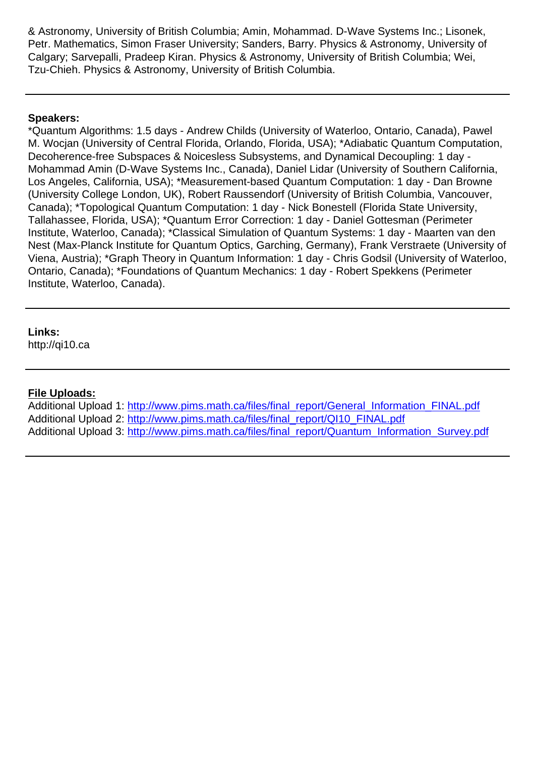& Astronomy, University of British Columbia; Amin, Mohammad. D-Wave Systems Inc.; Lisonek, Petr. Mathematics, Simon Fraser University; Sanders, Barry. Physics & Astronomy, University of Calgary; Sarvepalli, Pradeep Kiran. Physics & Astronomy, University of British Columbia; Wei, Tzu-Chieh. Physics & Astronomy, University of British Columbia.

---

**Speakers:**

*Quantum Algorithms: 1.5 days - Andrew Childs (University of Waterloo, Ontario, Canada), Pawel M. Wocjan (University of Central Florida, Orlando, Florida, USA); *Adiabatic Quantum Computation, Decoherence-free Subspaces & Noicesless Subsystems, and Dynamical Decoupling: 1 day - Mohammad Amin (D-Wave Systems Inc., Canada), Daniel Lidar (University of Southern California, Los Angeles, California, USA); *Measurement-based Quantum Computation: 1 day - Dan Browne (University College London, UK), Robert Raussendorf (University of British Columbia, Vancouver, Canada); *Topological Quantum Computation: 1 day - Nick Bonestell (Florida State University, Tallahassee, Florida, USA); *Quantum Error Correction: 1 day - Daniel Gottesman (Perimeter Institute, Waterloo, Canada); *Classical Simulation of Quantum Systems: 1 day - Maarten van den Nest (Max-Planck Institute for Quantum Optics, Garching, Germany), Frank Verstraete (University of Viena, Austria); *Graph Theory in Quantum Information: 1 day - Chris Godsil (University of Waterloo, Ontario, Canada); *Foundations of Quantum Mechanics: 1 day - Robert Spekkens (Perimeter Institute, Waterloo, Canada).

---

**Links:**
http://qi10.ca

---

**File Uploads:**

Additional Upload 1: http://www.pims.math.ca/files/final_report/General_Information_FINAL.pdf
Additional Upload 2: http://www.pims.math.ca/files/final_report/QI10_FINAL.pdf
Additional Upload 3: http://www.pims.math.ca/files/final_report/Quantum_Information_Survey.pdf

---